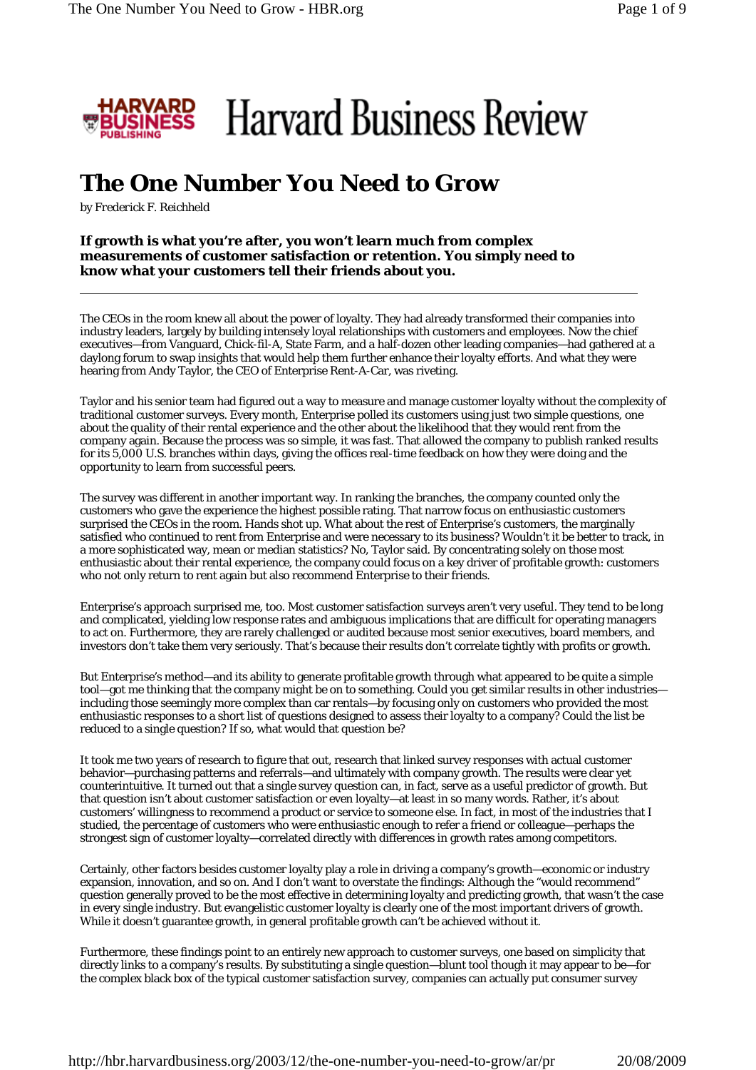# The One Number You Need to Grow

by Frederick F. Reichheld

**If growth is what you're after, you won't learn much from complex measurements of customer satisfaction or retention. You simply need to know what your customers tell their friends about you.**

---

The CEOs in the room knew all about the power of loyalty. They had already transformed their companies into industry leaders, largely by building intensely loyal relationships with customers and employees. Now the chief executives—from Vanguard, Chick-fil-A, State Farm, and a half-dozen other leading companies—had gathered at a daylong forum to swap insights that would help them further enhance their loyalty efforts. And what they were hearing from Andy Taylor, the CEO of Enterprise Rent-A-Car, was riveting.

Taylor and his senior team had figured out a way to measure and manage customer loyalty without the complexity of traditional customer surveys. Every month, Enterprise polled its customers using just two simple questions, one about the quality of their rental experience and the other about the likelihood that they would rent from the company again. Because the process was so simple, it was fast. That allowed the company to publish ranked results for its 5,000 U.S. branches within days, giving the offices real-time feedback on how they were doing and the opportunity to learn from successful peers.

The survey was different in another important way. In ranking the branches, the company counted only the customers who gave the experience the highest possible rating. That narrow focus on enthusiastic customers surprised the CEOs in the room. Hands shot up. What about the rest of Enterprise's customers, the marginally satisfied who continued to rent from Enterprise and were necessary to its business? Wouldn't it be better to track, in a more sophisticated way, mean or median statistics? No, Taylor said. By concentrating solely on those most enthusiastic about their rental experience, the company could focus on a key driver of profitable growth: customers who not only return to rent again but also recommend Enterprise to their friends.

Enterprise's approach surprised me, too. Most customer satisfaction surveys aren't very useful. They tend to be long and complicated, yielding low response rates and ambiguous implications that are difficult for operating managers to act on. Furthermore, they are rarely challenged or audited because most senior executives, board members, and investors don't take them very seriously. That's because their results don't correlate tightly with profits or growth.

But Enterprise's method—and its ability to generate profitable growth through what appeared to be quite a simple tool—got me thinking that the company might be on to something. Could you get similar results in other industries—including those seemingly more complex than car rentals—by focusing only on customers who provided the most enthusiastic responses to a short list of questions designed to assess their loyalty to a company? Could the list be reduced to a single question? If so, what would that question be?

It took me two years of research to figure that out, research that linked survey responses with actual customer behavior—purchasing patterns and referrals—and ultimately with company growth. The results were clear yet counterintuitive. It turned out that a single survey question can, in fact, serve as a useful predictor of growth. But that question isn't about customer satisfaction or even loyalty—at least in so many words. Rather, it's about customers' willingness to recommend a product or service to someone else. In fact, in most of the industries that I studied, the percentage of customers who were enthusiastic enough to refer a friend or colleague—perhaps the strongest sign of customer loyalty—correlated directly with differences in growth rates among competitors.

Certainly, other factors besides customer loyalty play a role in driving a company's growth—economic or industry expansion, innovation, and so on. And I don't want to overstate the findings: Although the "would recommend" question generally proved to be the most effective in determining loyalty and predicting growth, that wasn't the case in every single industry. But evangelistic customer loyalty is clearly one of the most important drivers of growth. While it doesn't guarantee growth, in general profitable growth can't be achieved without it.

Furthermore, these findings point to an entirely new approach to customer surveys, one based on simplicity that directly links to a company's results. By substituting a single question—blunt tool though it may appear to be—for the complex black box of the typical customer satisfaction survey, companies can actually put consumer survey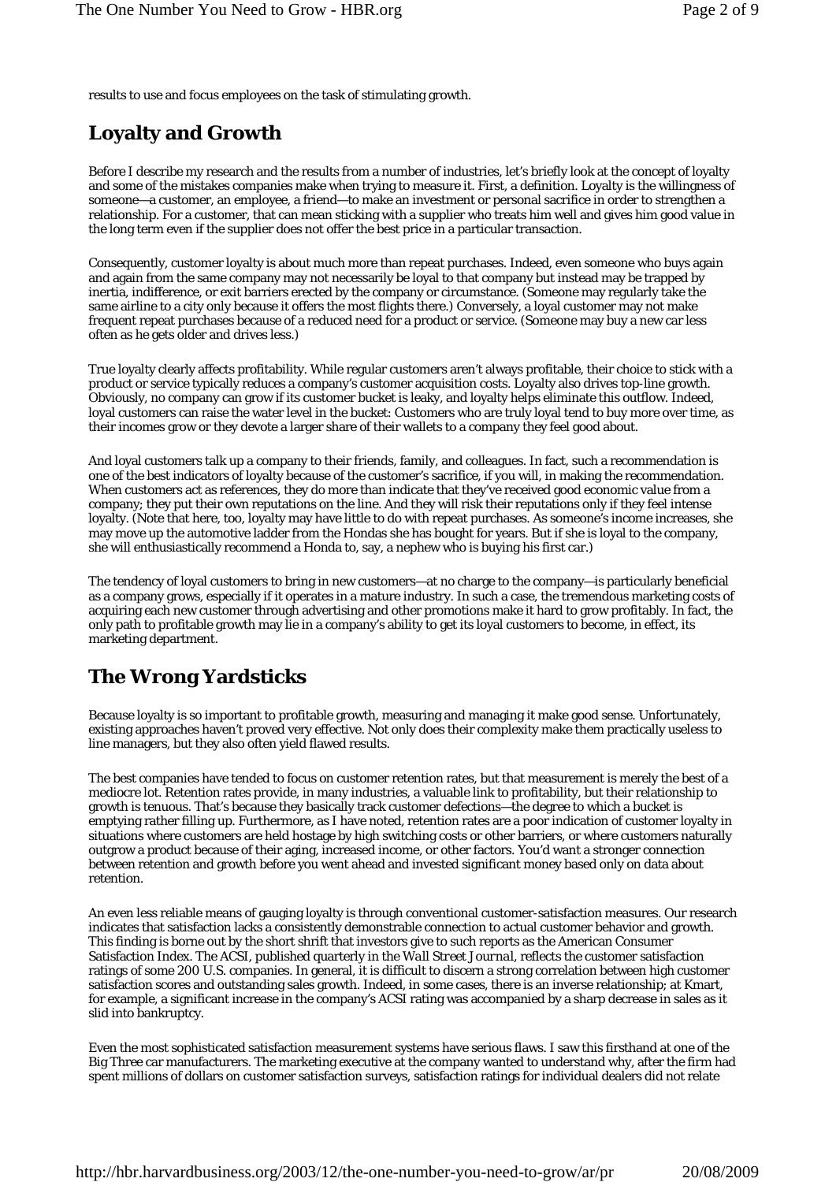results to use and focus employees on the task of stimulating growth.

## Loyalty and Growth

Before I describe my research and the results from a number of industries, let's briefly look at the concept of loyalty and some of the mistakes companies make when trying to measure it. First, a definition. Loyalty is the willingness of someone—a customer, an employee, a friend—to make an investment or personal sacrifice in order to strengthen a relationship. For a customer, that can mean sticking with a supplier who treats him well and gives him good value in the long term even if the supplier does not offer the best price in a particular transaction.

Consequently, customer loyalty is about much more than repeat purchases. Indeed, even someone who buys again and again from the same company may not necessarily be loyal to that company but instead may be trapped by inertia, indifference, or exit barriers erected by the company or circumstance. (Someone may regularly take the same airline to a city only because it offers the most flights there.) Conversely, a loyal customer may not make frequent repeat purchases because of a reduced need for a product or service. (Someone may buy a new car less often as he gets older and drives less.)

True loyalty clearly affects profitability. While regular customers aren't always profitable, their choice to stick with a product or service typically reduces a company's customer acquisition costs. Loyalty also drives top-line growth. Obviously, no company can grow if its customer bucket is leaky, and loyalty helps eliminate this outflow. Indeed, loyal customers can raise the water level in the bucket: Customers who are truly loyal tend to buy more over time, as their incomes grow or they devote a larger share of their wallets to a company they feel good about.

And loyal customers talk up a company to their friends, family, and colleagues. In fact, such a recommendation is one of the best indicators of loyalty because of the customer's sacrifice, if you will, in making the recommendation. When customers act as references, they do more than indicate that they've received good economic value from a company; they put their own reputations on the line. And they will risk their reputations only if they feel intense loyalty. (Note that here, too, loyalty may have little to do with repeat purchases. As someone's income increases, she may move up the automotive ladder from the Hondas she has bought for years. But if she is loyal to the company, she will enthusiastically recommend a Honda to, say, a nephew who is buying his first car.)

The tendency of loyal customers to bring in new customers—at no charge to the company—is particularly beneficial as a company grows, especially if it operates in a mature industry. In such a case, the tremendous marketing costs of acquiring each new customer through advertising and other promotions make it hard to grow profitably. In fact, the only path to profitable growth may lie in a company's ability to get its loyal customers to become, in effect, its marketing department.

## The Wrong Yardsticks

Because loyalty is so important to profitable growth, measuring and managing it make good sense. Unfortunately, existing approaches haven't proved very effective. Not only does their complexity make them practically useless to line managers, but they also often yield flawed results.

The best companies have tended to focus on customer retention rates, but that measurement is merely the best of a mediocre lot. Retention rates provide, in many industries, a valuable link to profitability, but their relationship to growth is tenuous. That's because they basically track customer defections—the degree to which a bucket is emptying rather filling up. Furthermore, as I have noted, retention rates are a poor indication of customer loyalty in situations where customers are held hostage by high switching costs or other barriers, or where customers naturally outgrow a product because of their aging, increased income, or other factors. You'd want a stronger connection between retention and growth before you went ahead and invested significant money based only on data about retention.

An even less reliable means of gauging loyalty is through conventional customer-satisfaction measures. Our research indicates that satisfaction lacks a consistently demonstrable connection to actual customer behavior and growth. This finding is borne out by the short shrift that investors give to such reports as the American Consumer Satisfaction Index. The ACSI, published quarterly in the *Wall Street Journal*, reflects the customer satisfaction ratings of some 200 U.S. companies. In general, it is difficult to discern a strong correlation between high customer satisfaction scores and outstanding sales growth. Indeed, in some cases, there is an inverse relationship; at Kmart, for example, a significant increase in the company's ACSI rating was accompanied by a sharp decrease in sales as it slid into bankruptcy.

Even the most sophisticated satisfaction measurement systems have serious flaws. I saw this firsthand at one of the Big Three car manufacturers. The marketing executive at the company wanted to understand why, after the firm had spent millions of dollars on customer satisfaction surveys, satisfaction ratings for individual dealers did not relate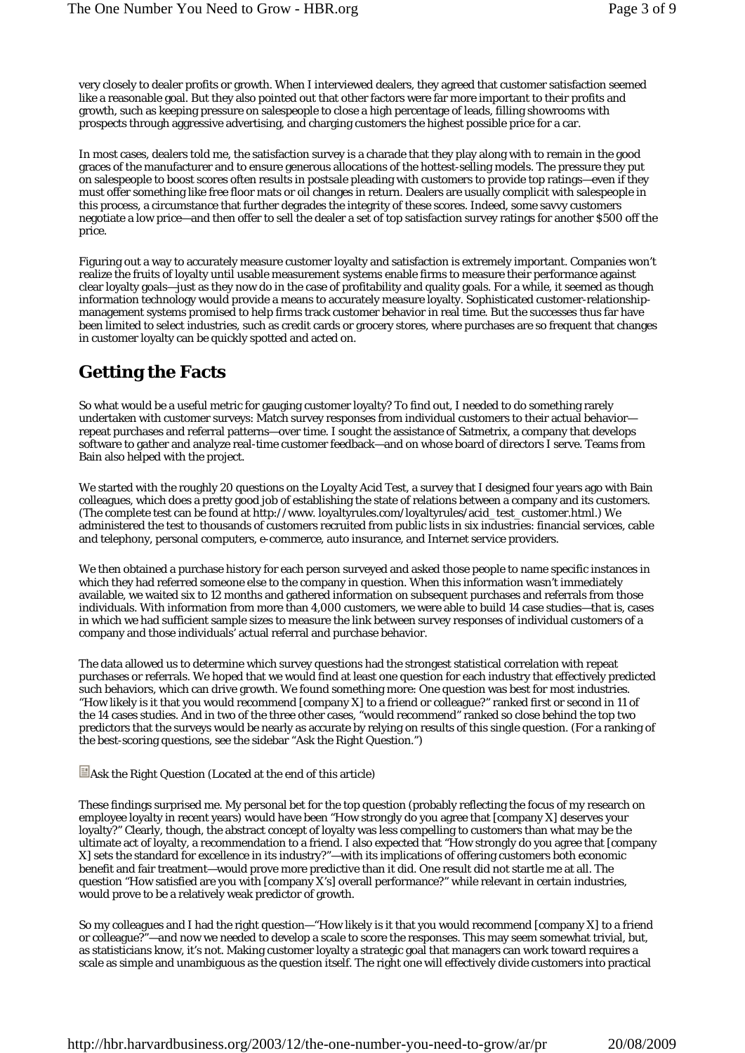very closely to dealer profits or growth. When I interviewed dealers, they agreed that customer satisfaction seemed like a reasonable goal. But they also pointed out that other factors were far more important to their profits and growth, such as keeping pressure on salespeople to close a high percentage of leads, filling showrooms with prospects through aggressive advertising, and charging customers the highest possible price for a car.

In most cases, dealers told me, the satisfaction survey is a charade that they play along with to remain in the good graces of the manufacturer and to ensure generous allocations of the hottest-selling models. The pressure they put on salespeople to boost scores often results in postsale pleading with customers to provide top ratings—even if they must offer something like free floor mats or oil changes in return. Dealers are usually complicit with salespeople in this process, a circumstance that further degrades the integrity of these scores. Indeed, some savvy customers negotiate a low price—and then offer to sell the dealer a set of top satisfaction survey ratings for another $500 off the price.

Figuring out a way to accurately measure customer loyalty and satisfaction is extremely important. Companies won't realize the fruits of loyalty until usable measurement systems enable firms to measure their performance against clear loyalty goals—just as they now do in the case of profitability and quality goals. For a while, it seemed as though information technology would provide a means to accurately measure loyalty. Sophisticated customer-relationship-management systems promised to help firms track customer behavior in real time. But the successes thus far have been limited to select industries, such as credit cards or grocery stores, where purchases are so frequent that changes in customer loyalty can be quickly spotted and acted on.

## Getting the Facts

So what would be a useful metric for gauging customer loyalty? To find out, I needed to do something rarely undertaken with customer surveys: Match survey responses from individual customers to their actual behavior—repeat purchases and referral patterns—over time. I sought the assistance of Satmetrix, a company that develops software to gather and analyze real-time customer feedback—and on whose board of directors I serve. Teams from Bain also helped with the project.

We started with the roughly 20 questions on the Loyalty Acid Test, a survey that I designed four years ago with Bain colleagues, which does a pretty good job of establishing the state of relations between a company and its customers. (The complete test can be found at http://www. loyaltyrules.com/loyaltyrules/acid_test_customer.html.) We administered the test to thousands of customers recruited from public lists in six industries: financial services, cable and telephony, personal computers, e-commerce, auto insurance, and Internet service providers.

We then obtained a purchase history for each person surveyed and asked those people to name specific instances in which they had referred someone else to the company in question. When this information wasn't immediately available, we waited six to 12 months and gathered information on subsequent purchases and referrals from those individuals. With information from more than 4,000 customers, we were able to build 14 case studies—that is, cases in which we had sufficient sample sizes to measure the link between survey responses of individual customers of a company and those individuals' actual referral and purchase behavior.

The data allowed us to determine which survey questions had the strongest statistical correlation with repeat purchases or referrals. We hoped that we would find at least one question for each industry that effectively predicted such behaviors, which can drive growth. We found something more: One question was best for most industries. "How likely is it that you would recommend [company X] to a friend or colleague?" ranked first or second in 11 of the 14 cases studies. And in two of the three other cases, "would recommend" ranked so close behind the top two predictors that the surveys would be nearly as accurate by relying on results of this single question. (For a ranking of the best-scoring questions, see the sidebar "Ask the Right Question.")

Ask the Right Question (Located at the end of this article)

These findings surprised me. My personal bet for the top question (probably reflecting the focus of my research on employee loyalty in recent years) would have been "How strongly do you agree that [company X] deserves your loyalty?" Clearly, though, the abstract concept of loyalty was less compelling to customers than what may be the ultimate act of loyalty, a recommendation to a friend. I also expected that "How strongly do you agree that [company X] sets the standard for excellence in its industry?"—with its implications of offering customers both economic benefit and fair treatment—would prove more predictive than it did. One result did not startle me at all. The question "How satisfied are you with [company X's] overall performance?" while relevant in certain industries, would prove to be a relatively weak predictor of growth.

So my colleagues and I had the right question—"How likely is it that you would recommend [company X] to a friend or colleague?"—and now we needed to develop a scale to score the responses. This may seem somewhat trivial, but, as statisticians know, it's not. Making customer loyalty a strategic goal that managers can work toward requires a scale as simple and unambiguous as the question itself. The right one will effectively divide customers into practical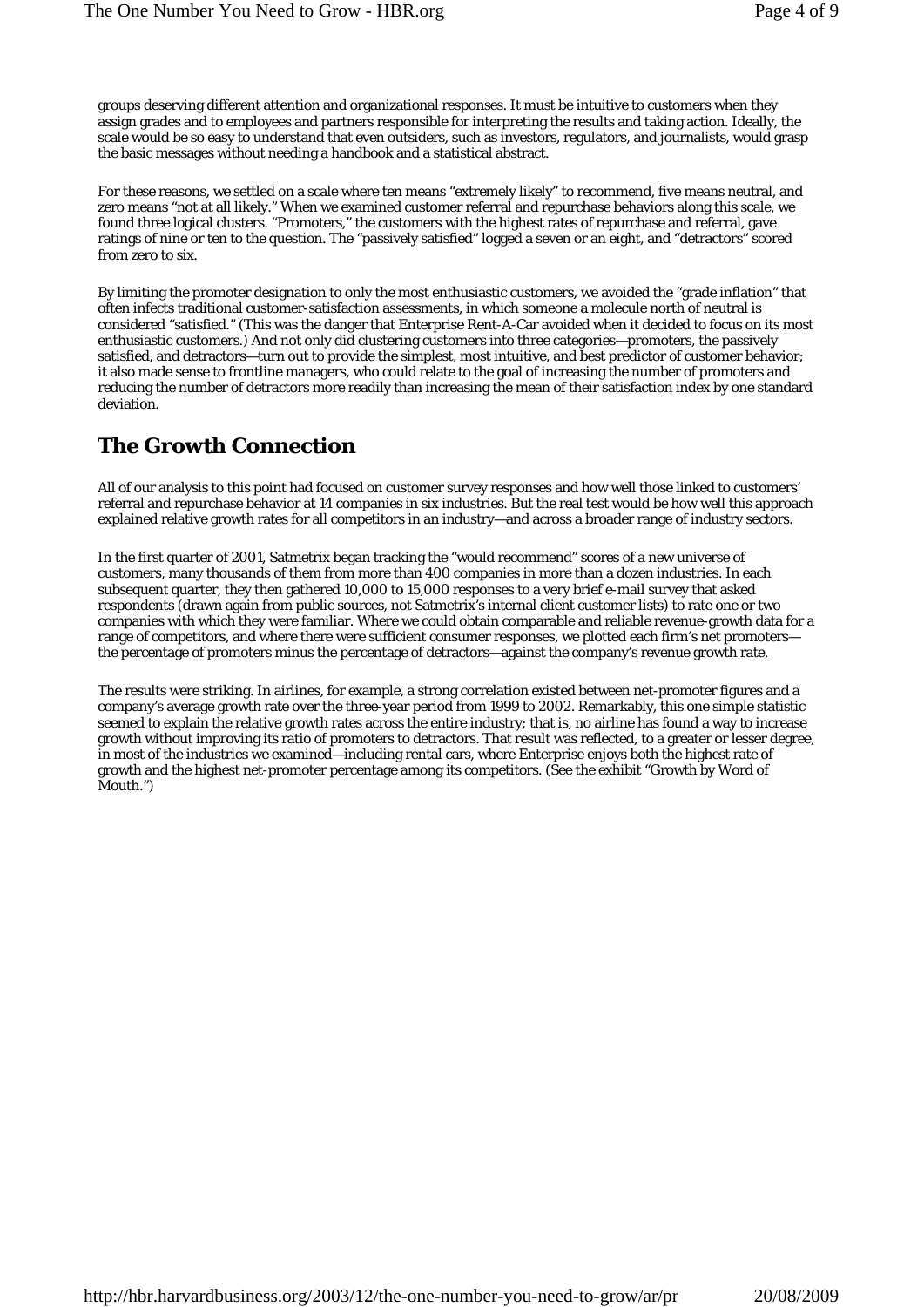groups deserving different attention and organizational responses. It must be intuitive to customers when they assign grades and to employees and partners responsible for interpreting the results and taking action. Ideally, the scale would be so easy to understand that even outsiders, such as investors, regulators, and journalists, would grasp the basic messages without needing a handbook and a statistical abstract.

For these reasons, we settled on a scale where ten means "extremely likely" to recommend, five means neutral, and zero means "not at all likely." When we examined customer referral and repurchase behaviors along this scale, we found three logical clusters. "Promoters," the customers with the highest rates of repurchase and referral, gave ratings of nine or ten to the question. The "passively satisfied" logged a seven or an eight, and "detractors" scored from zero to six.

By limiting the promoter designation to only the most enthusiastic customers, we avoided the "grade inflation" that often infects traditional customer-satisfaction assessments, in which someone a molecule north of neutral is considered "satisfied." (This was the danger that Enterprise Rent-A-Car avoided when it decided to focus on its most enthusiastic customers.) And not only did clustering customers into three categories—promoters, the passively satisfied, and detractors—turn out to provide the simplest, most intuitive, and best predictor of customer behavior; it also made sense to frontline managers, who could relate to the goal of increasing the number of promoters and reducing the number of detractors more readily than increasing the mean of their satisfaction index by one standard deviation.

## The Growth Connection

All of our analysis to this point had focused on customer survey responses and how well those linked to customers' referral and repurchase behavior at 14 companies in six industries. But the real test would be how well this approach explained relative growth rates for all competitors in an industry—and across a broader range of industry sectors.

In the first quarter of 2001, Satmetrix began tracking the "would recommend" scores of a new universe of customers, many thousands of them from more than 400 companies in more than a dozen industries. In each subsequent quarter, they then gathered 10,000 to 15,000 responses to a very brief e-mail survey that asked respondents (drawn again from public sources, not Satmetrix's internal client customer lists) to rate one or two companies with which they were familiar. Where we could obtain comparable and reliable revenue-growth data for a range of competitors, and where there were sufficient consumer responses, we plotted each firm's net promoters—the percentage of promoters minus the percentage of detractors—against the company's revenue growth rate.

The results were striking. In airlines, for example, a strong correlation existed between net-promoter figures and a company's average growth rate over the three-year period from 1999 to 2002. Remarkably, this one simple statistic seemed to explain the relative growth rates across the entire industry; that is, no airline has found a way to increase growth without improving its ratio of promoters to detractors. That result was reflected, to a greater or lesser degree, in most of the industries we examined—including rental cars, where Enterprise enjoys both the highest rate of growth and the highest net-promoter percentage among its competitors. (See the exhibit "Growth by Word of Mouth.")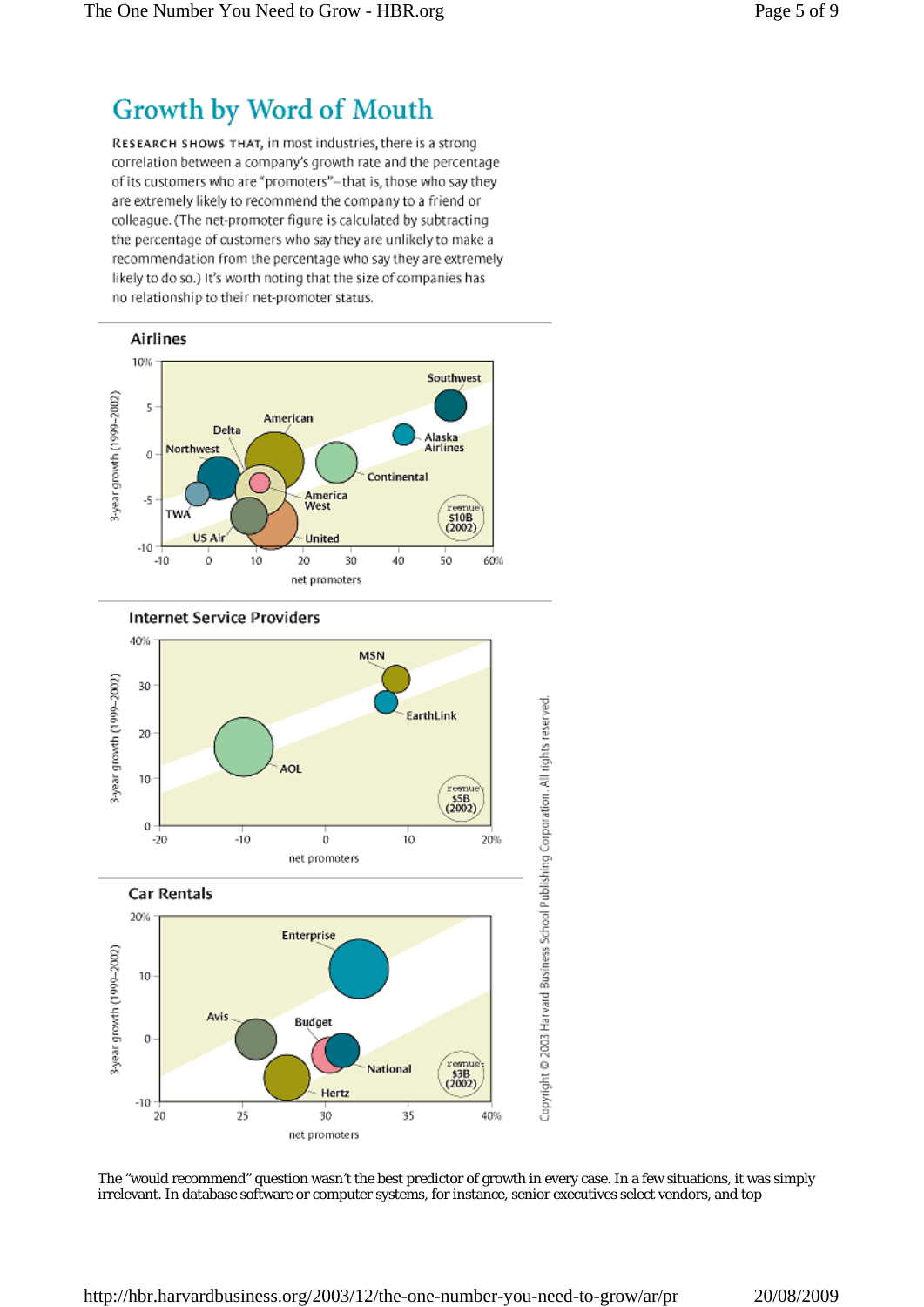## Growth by Word of Mouth

RESEARCH SHOWS THAT, in most industries, there is a strong correlation between a company's growth rate and the percentage of its customers who are "promoters"—that is, those who say they are extremely likely to recommend the company to a friend or colleague. (The net-promoter figure is calculated by subtracting the percentage of customers who say they are unlikely to make a recommendation from the percentage who say they are extremely likely to do so.) It's worth noting that the size of companies has no relationship to their net-promoter status.

### Airlines

### Internet Service Providers

### Car Rentals

Copyright © 2003 Harvard Business School Publishing Corporation. All rights reserved.

The "would recommend" question wasn't the best predictor of growth in every case. In a few situations, it was simply irrelevant. In database software or computer systems, for instance, senior executives select vendors, and top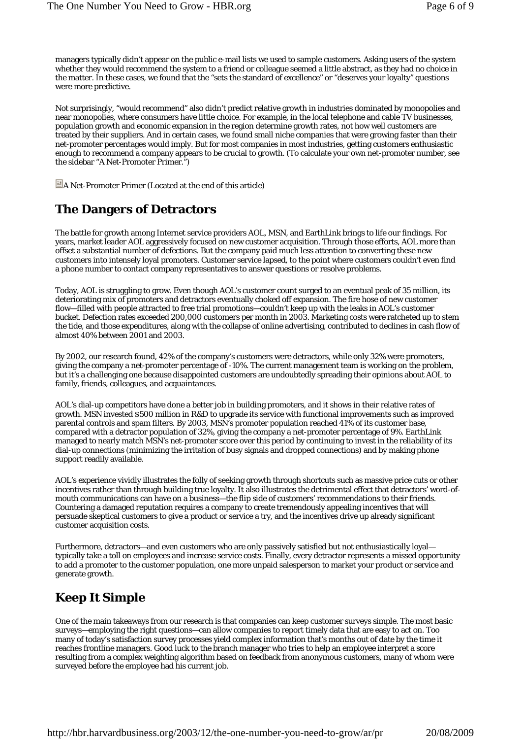managers typically didn't appear on the public e-mail lists we used to sample customers. Asking users of the system whether they would recommend the system to a friend or colleague seemed a little abstract, as they had no choice in the matter. In these cases, we found that the "sets the standard of excellence" or "deserves your loyalty" questions were more predictive.

Not surprisingly, "would recommend" also didn't predict relative growth in industries dominated by monopolies and near monopolies, where consumers have little choice. For example, in the local telephone and cable TV businesses, population growth and economic expansion in the region determine growth rates, not how well customers are treated by their suppliers. And in certain cases, we found small niche companies that were growing faster than their net-promoter percentages would imply. But for most companies in most industries, getting customers enthusiastic enough to recommend a company appears to be crucial to growth. (To calculate your own net-promoter number, see the sidebar "A Net-Promoter Primer.")

A Net-Promoter Primer (Located at the end of this article)

## The Dangers of Detractors

The battle for growth among Internet service providers AOL, MSN, and EarthLink brings to life our findings. For years, market leader AOL aggressively focused on new customer acquisition. Through those efforts, AOL more than offset a substantial number of defections. But the company paid much less attention to converting these new customers into intensely loyal promoters. Customer service lapsed, to the point where customers couldn't even find a phone number to contact company representatives to answer questions or resolve problems.

Today, AOL is struggling to grow. Even though AOL's customer count surged to an eventual peak of 35 million, its deteriorating mix of promoters and detractors eventually choked off expansion. The fire hose of new customer flow—filled with people attracted to free trial promotions—couldn't keep up with the leaks in AOL's customer bucket. Defection rates exceeded 200,000 customers per month in 2003. Marketing costs were ratcheted up to stem the tide, and those expenditures, along with the collapse of online advertising, contributed to declines in cash flow of almost 40% between 2001 and 2003.

By 2002, our research found, 42% of the company's customers were detractors, while only 32% were promoters, giving the company a net-promoter percentage of -10%. The current management team is working on the problem, but it's a challenging one because disappointed customers are undoubtedly spreading their opinions about AOL to family, friends, colleagues, and acquaintances.

AOL's dial-up competitors have done a better job in building promoters, and it shows in their relative rates of growth. MSN invested $500 million in R&D to upgrade its service with functional improvements such as improved parental controls and spam filters. By 2003, MSN's promoter population reached 41% of its customer base, compared with a detractor population of 32%, giving the company a net-promoter percentage of 9%. EarthLink managed to nearly match MSN's net-promoter score over this period by continuing to invest in the reliability of its dial-up connections (minimizing the irritation of busy signals and dropped connections) and by making phone support readily available.

AOL's experience vividly illustrates the folly of seeking growth through shortcuts such as massive price cuts or other incentives rather than through building true loyalty. It also illustrates the detrimental effect that detractors' word-of-mouth communications can have on a business—the flip side of customers' recommendations to their friends. Countering a damaged reputation requires a company to create tremendously appealing incentives that will persuade skeptical customers to give a product or service a try, and the incentives drive up already significant customer acquisition costs.

Furthermore, detractors—and even customers who are only passively satisfied but not enthusiastically loyal—typically take a toll on employees and increase service costs. Finally, every detractor represents a missed opportunity to add a promoter to the customer population, one more unpaid salesperson to market your product or service and generate growth.

## Keep It Simple

One of the main takeaways from our research is that companies can keep customer surveys simple. The most basic surveys—employing the right questions—can allow companies to report timely data that are easy to act on. Too many of today's satisfaction survey processes yield complex information that's months out of date by the time it reaches frontline managers. Good luck to the branch manager who tries to help an employee interpret a score resulting from a complex weighting algorithm based on feedback from anonymous customers, many of whom were surveyed before the employee had his current job.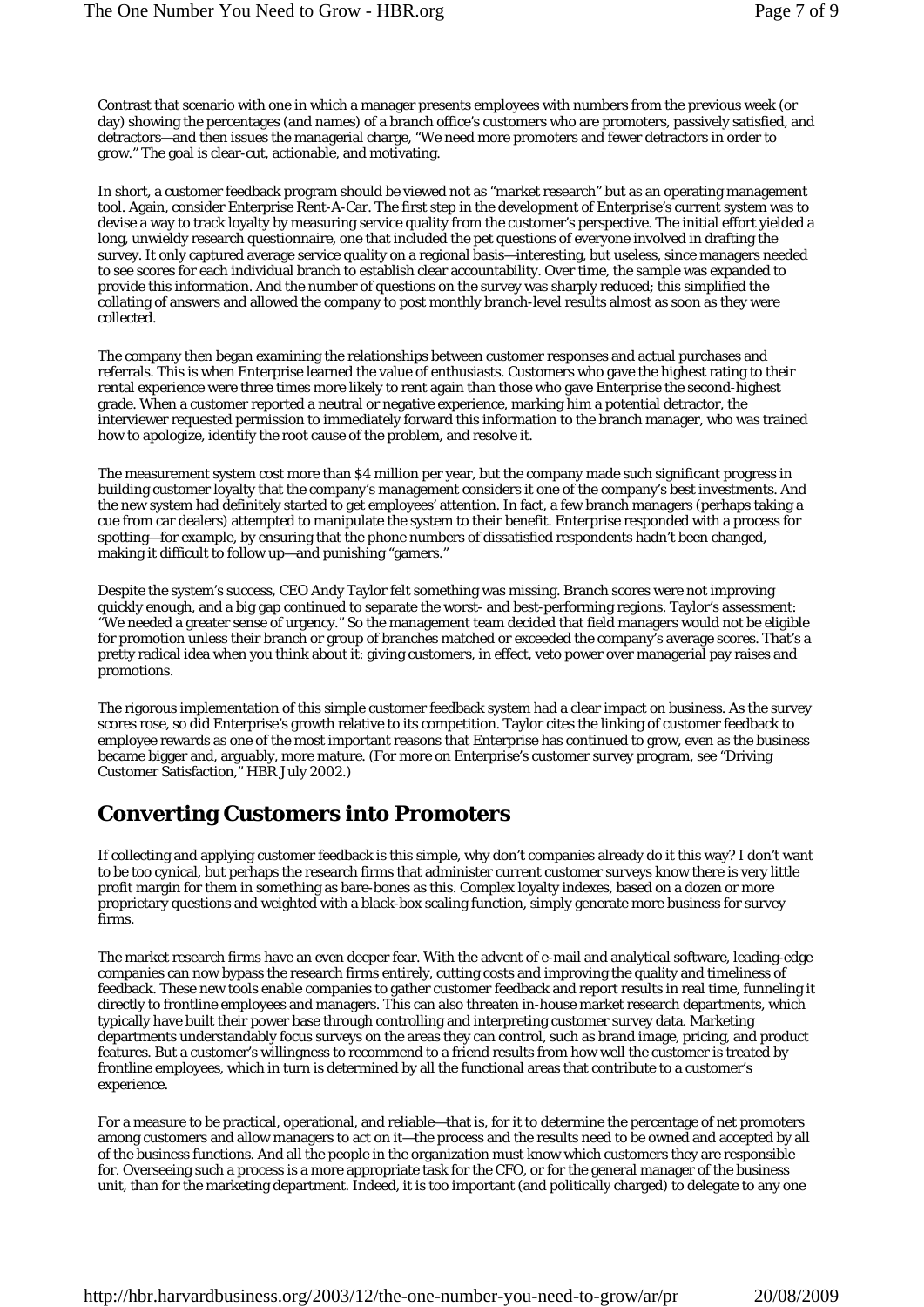Contrast that scenario with one in which a manager presents employees with numbers from the previous week (or day) showing the percentages (and names) of a branch office's customers who are promoters, passively satisfied, and detractors—and then issues the managerial charge, "We need more promoters and fewer detractors in order to grow." The goal is clear-cut, actionable, and motivating.

In short, a customer feedback program should be viewed not as "market research" but as an operating management tool. Again, consider Enterprise Rent-A-Car. The first step in the development of Enterprise's current system was to devise a way to track loyalty by measuring service quality from the customer's perspective. The initial effort yielded a long, unwieldy research questionnaire, one that included the pet questions of everyone involved in drafting the survey. It only captured average service quality on a regional basis—interesting, but useless, since managers needed to see scores for each individual branch to establish clear accountability. Over time, the sample was expanded to provide this information. And the number of questions on the survey was sharply reduced; this simplified the collating of answers and allowed the company to post monthly branch-level results almost as soon as they were collected.

The company then began examining the relationships between customer responses and actual purchases and referrals. This is when Enterprise learned the value of enthusiasts. Customers who gave the highest rating to their rental experience were three times more likely to rent again than those who gave Enterprise the second-highest grade. When a customer reported a neutral or negative experience, marking him a potential detractor, the interviewer requested permission to immediately forward this information to the branch manager, who was trained how to apologize, identify the root cause of the problem, and resolve it.

The measurement system cost more than $4 million per year, but the company made such significant progress in building customer loyalty that the company's management considers it one of the company's best investments. And the new system had definitely started to get employees' attention. In fact, a few branch managers (perhaps taking a cue from car dealers) attempted to manipulate the system to their benefit. Enterprise responded with a process for spotting—for example, by ensuring that the phone numbers of dissatisfied respondents hadn't been changed, making it difficult to follow up—and punishing "gamers."

Despite the system's success, CEO Andy Taylor felt something was missing. Branch scores were not improving quickly enough, and a big gap continued to separate the worst- and best-performing regions. Taylor's assessment: "We needed a greater sense of urgency." So the management team decided that field managers would not be eligible for promotion unless their branch or group of branches matched or exceeded the company's average scores. That's a pretty radical idea when you think about it: giving customers, in effect, veto power over managerial pay raises and promotions.

The rigorous implementation of this simple customer feedback system had a clear impact on business. As the survey scores rose, so did Enterprise's growth relative to its competition. Taylor cites the linking of customer feedback to employee rewards as one of the most important reasons that Enterprise has continued to grow, even as the business became bigger and, arguably, more mature. (For more on Enterprise's customer survey program, see "Driving Customer Satisfaction," HBR July 2002.)

## Converting Customers into Promoters

If collecting and applying customer feedback is this simple, why don't companies already do it this way? I don't want to be too cynical, but perhaps the research firms that administer current customer surveys know there is very little profit margin for them in something as bare-bones as this. Complex loyalty indexes, based on a dozen or more proprietary questions and weighted with a black-box scaling function, simply generate more business for survey firms.

The market research firms have an even deeper fear. With the advent of e-mail and analytical software, leading-edge companies can now bypass the research firms entirely, cutting costs and improving the quality and timeliness of feedback. These new tools enable companies to gather customer feedback and report results in real time, funneling it directly to frontline employees and managers. This can also threaten in-house market research departments, which typically have built their power base through controlling and interpreting customer survey data. Marketing departments understandably focus surveys on the areas they can control, such as brand image, pricing, and product features. But a customer's willingness to recommend to a friend results from how well the customer is treated by frontline employees, which in turn is determined by all the functional areas that contribute to a customer's experience.

For a measure to be practical, operational, and reliable—that is, for it to determine the percentage of net promoters among customers and allow managers to act on it—the process and the results need to be owned and accepted by all of the business functions. And all the people in the organization must know which customers they are responsible for. Overseeing such a process is a more appropriate task for the CFO, or for the general manager of the business unit, than for the marketing department. Indeed, it is too important (and politically charged) to delegate to any one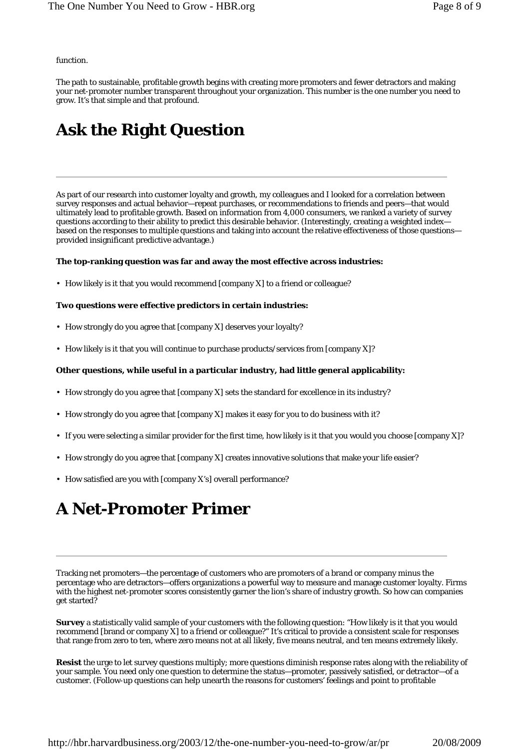function.

The path to sustainable, profitable growth begins with creating more promoters and fewer detractors and making your net-promoter number transparent throughout your organization. This number is the one number you need to grow. It's that simple and that profound.

## Ask the Right Question

As part of our research into customer loyalty and growth, my colleagues and I looked for a correlation between survey responses and actual behavior—repeat purchases, or recommendations to friends and peers—that would ultimately lead to profitable growth. Based on information from 4,000 consumers, we ranked a variety of survey questions according to their ability to predict this desirable behavior. (Interestingly, creating a weighted index—based on the responses to multiple questions and taking into account the relative effectiveness of those questions—provided insignificant predictive advantage.)

**The top-ranking question was far and away the most effective across industries:**

- How likely is it that you would recommend [company X] to a friend or colleague?

**Two questions were effective predictors in certain industries:**

- How strongly do you agree that [company X] deserves your loyalty?
- How likely is it that you will continue to purchase products/services from [company X]?

**Other questions, while useful in a particular industry, had little general applicability:**

- How strongly do you agree that [company X] sets the standard for excellence in its industry?
- How strongly do you agree that [company X] makes it easy for you to do business with it?
- If you were selecting a similar provider for the first time, how likely is it that you would you choose [company X]?
- How strongly do you agree that [company X] creates innovative solutions that make your life easier?
- How satisfied are you with [company X's] overall performance?

## A Net-Promoter Primer

Tracking net promoters—the percentage of customers who are promoters of a brand or company minus the percentage who are detractors—offers organizations a powerful way to measure and manage customer loyalty. Firms with the highest net-promoter scores consistently garner the lion's share of industry growth. So how can companies get started?

**Survey** a statistically valid sample of your customers with the following question: "How likely is it that you would recommend [brand or company X] to a friend or colleague?" It's critical to provide a consistent scale for responses that range from zero to ten, where zero means not at all likely, five means neutral, and ten means extremely likely.

**Resist** the urge to let survey questions multiply; more questions diminish response rates along with the reliability of your sample. You need only one question to determine the status—promoter, passively satisfied, or detractor—of a customer. (Follow-up questions can help unearth the reasons for customers' feelings and point to profitable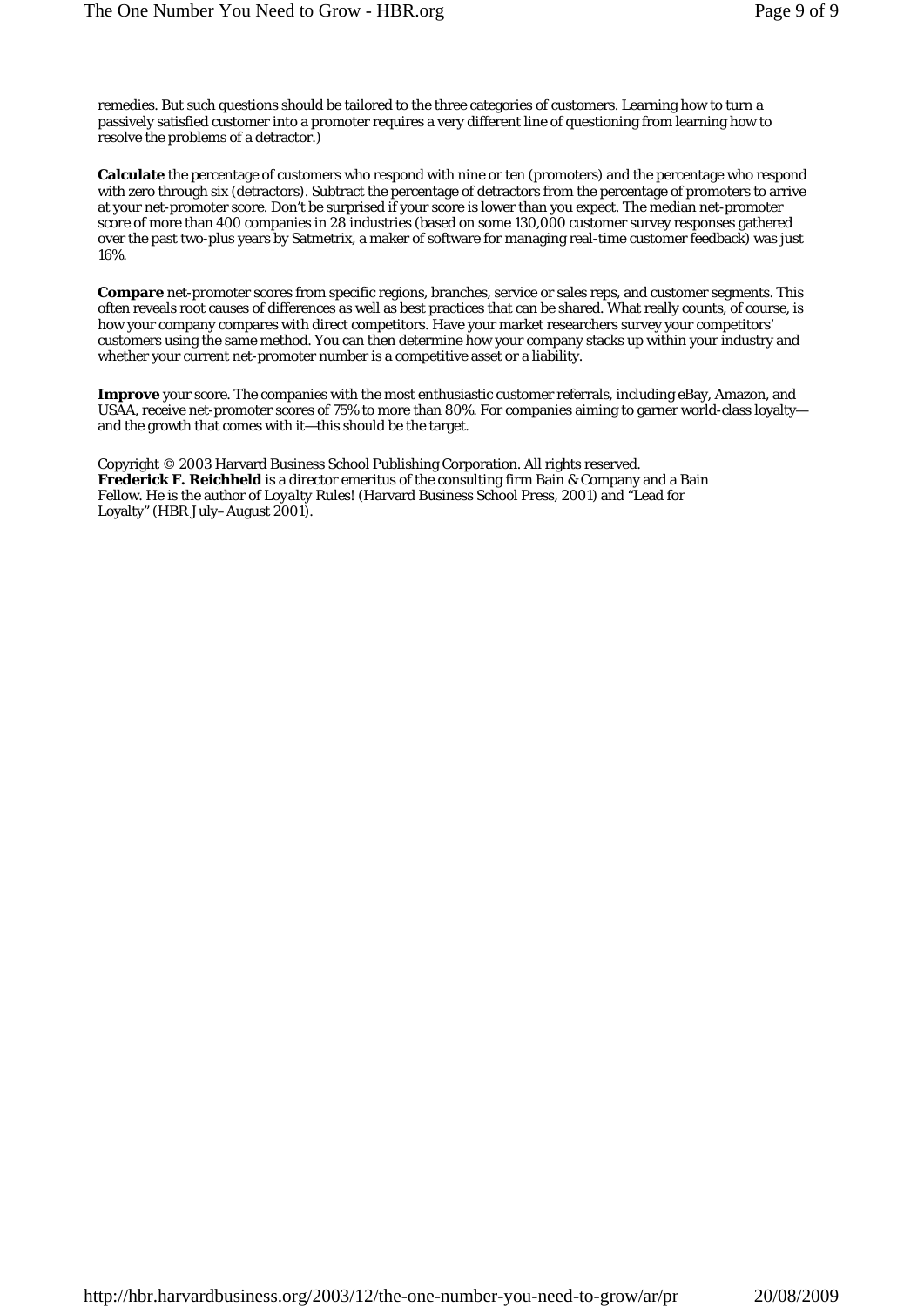remedies. But such questions should be tailored to the three categories of customers. Learning how to turn a passively satisfied customer into a promoter requires a very different line of questioning from learning how to resolve the problems of a detractor.)

**Calculate** the percentage of customers who respond with nine or ten (promoters) and the percentage who respond with zero through six (detractors). Subtract the percentage of detractors from the percentage of promoters to arrive at your net-promoter score. Don't be surprised if your score is lower than you expect. The median net-promoter score of more than 400 companies in 28 industries (based on some 130,000 customer survey responses gathered over the past two-plus years by Satmetrix, a maker of software for managing real-time customer feedback) was just 16%.

**Compare** net-promoter scores from specific regions, branches, service or sales reps, and customer segments. This often reveals root causes of differences as well as best practices that can be shared. What really counts, of course, is how your company compares with direct competitors. Have your market researchers survey your competitors' customers using the same method. You can then determine how your company stacks up within your industry and whether your current net-promoter number is a competitive asset or a liability.

**Improve** your score. The companies with the most enthusiastic customer referrals, including eBay, Amazon, and USAA, receive net-promoter scores of 75% to more than 80%. For companies aiming to garner world-class loyalty—and the growth that comes with it—this should be the target.

Copyright © 2003 Harvard Business School Publishing Corporation. All rights reserved.
**Frederick F. Reichheld** is a director emeritus of the consulting firm Bain & Company and a Bain Fellow. He is the author of *Loyalty Rules!* (Harvard Business School Press, 2001) and "Lead for Loyalty" (HBR July–August 2001).